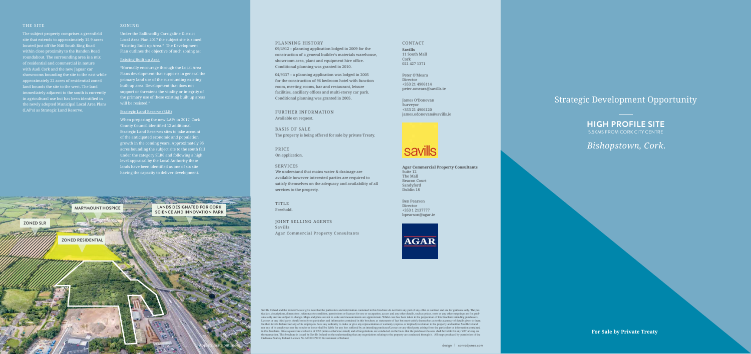## THE SITE

The subject property comprises a greenfield site that extends to approximately 15.9 acres located just off the N40 South Ring Road within close proximity to the Bandon Road roundabout. The surrounding area is a mix of residential and commercial in nature with Audi Cork and the new Jaguar car showrooms bounding the site to the east while approximately 22 acres of residential zoned land bounds the site to the west. The land immediately adjacent to the south is currently in agricultural use but has been identified in the newly adopted Municipal Local Area Plans (LAP's) as Strategic Land Reserve.

## ZONING

Under the Ballincollig Carrigaline District Local Area Plan 2017 the subject site is zoned "Existing Built up Area." The Development Plan outlines the objective of such zoning as:

### Existing Built up Area

"Normally encourage through the Local Area Plans development that supports in general the primary land use of the surrounding existing built up area. Development that does not support or threatens the vitality or integrity of the primary use of these existing built up areas will be resisted."

### Strategic Land Reserve (SLR)

When preparing the new LAPs in 2017, Cork County Council identified 12 additional Strategic Land Reserves sites to take account of the anticipated economic and population growth in the coming years. Approximately 95 acres bounding the subject site to the south fall under the category SLR6 and following a high level appraisal by the Local Authority these lands have been identified as one of six site having the capacity to deliver development.

MARYMOUNT HOSPICE

LANDS DESIGNATED FOR CORK SCIENCE AND INNOVATION PARK

ZONED SLR

ZONED RESIDENTIAL

Approximate outline

## PLANNING HISTORY

09/4912 – planning application lodged in 2009 for the construction of a general builder's materials warehouse, showroom area, plant and equipment hire office. Conditional planning was granted in 2010.

04/9337 – a planning application was lodged in 2005 for the construction of 96 bedroom hotel with function room, meeting rooms, bar and restaurant, leisure facilities, ancillary offices and multi-storey car park. Conditional planning was granted in 2005.

## FURTHER INFORMATION

Available on request.

## BASIS OF SALE

The property is being offered for sale by private Treaty.

## PRICE

On application.

## SERVICES

We understand that mains water & drainage are available however interested parties are required to satisfy themselves on the adequacy and availability of all services to the property.

## TITLE

Freehold.

## JOINT SELLING AGENTS

Savills
Agar Commercial Property Consultants

## CONTACT

**Savills**
11 South Mall
Cork
021 427 1371

Peter O'Meara
Director
+353 21 4906114
peter.omeara@savills.ie

James O'Donovan
Surveyor
+353 21 4906120
james.odonovan@savills.ie

savills

**Agar Commercial Property Consultants**
Suite 12
The Mall
Beacon Court
Sandyford
Dublin 18

Ben Pearson
Director
+353 1 2137777
bpearson@agar.ie

AGAR

Savills Ireland and the Vendor/Lessor give note that the particulars and information contained in this brochure do not form any part of any offer or contract and are for guidance only. The particulars, descriptions, dimensions, references to condition, permissions or licences for use or occupation, access and any other details, such as prices, rents or any other outgoings are for guidance only and are subject to change. Maps and plans are not to scale and measurements are approximate. Whilst care has been taken in the preparation of this brochure intending purchasers, Lessees or any third party should not rely on particulars and information contained in this brochure as statements of fact but must satisfy themselves as to the accuracy of details given to them. Neither Savills Ireland nor any of its employees have any authority to make or give any representation or warranty (express or implied) in relation to the property and neither Savills Ireland nor any of its employees nor the vendor or lessor shall be liable for any loss suffered by an intending purchaser/Lessees or any third party arising from the particulars or information contained in this brochure. Prices quoted are exclusive of VAT (unless otherwise stated) and all negotiations are conducted on the basis that the purchaser/lessee shall be liable for any VAT arising on the transaction. This brochure is issued by Savills Ireland on the understanding that any negotiations relating to the property are conducted through it. All maps produced by permission of the Ordnance Survey Ireland Licence No AU 001799 © Government of Ireland.

design | conradjones.com

# Strategic Development Opportunity

**HIGH PROFILE SITE**
5.5KMS FROM CORK CITY CENTRE

*Bishopstown, Cork.*

**For Sale by Private Treaty**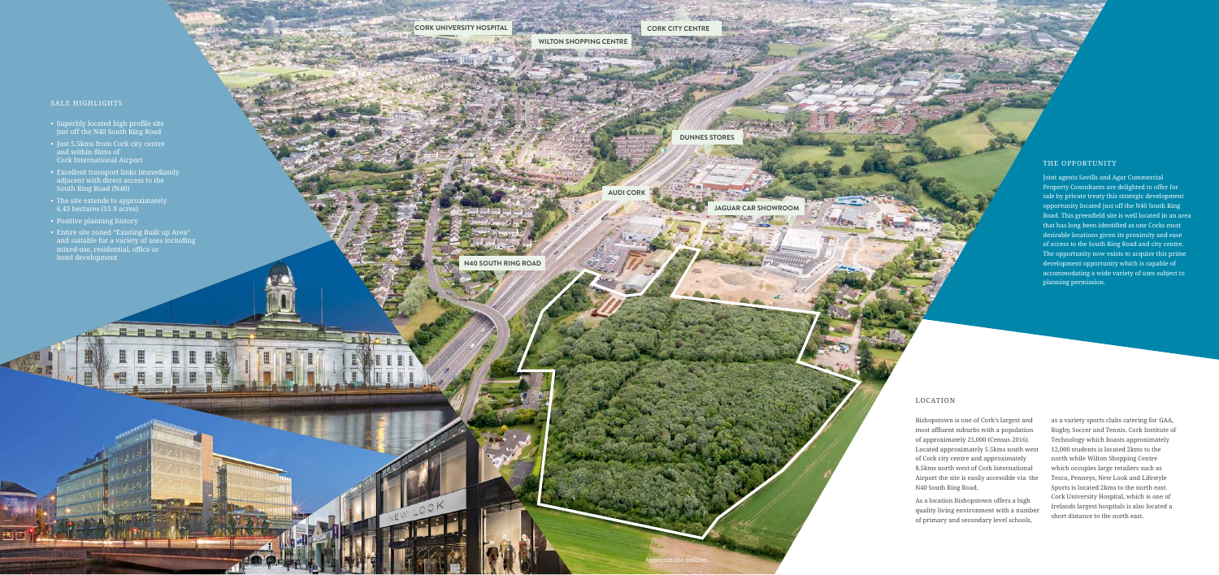## SALE HIGHLIGHTS

- Superbly located high profile site just off the N40 South Ring Road
- Just 5.5kms from Cork city centre and within 8kms of Cork International Airport
- Excellent transport links immediately adjacent with direct access to the South Ring Road (N40)
- The site extends to approximately 6.43 hectares (15.9 acres)
- Positive planning history
- Entire site zoned "Existing Built up Area" and suitable for a variety of uses including mixed-use, residential, office or hotel development

CORK UNIVERSITY HOSPITAL

WILTON SHOPPING CENTRE

CORK CITY CENTRE

DUNNES STORES

AUDI CORK

JAGUAR CAR SHOWROOM

N40 SOUTH RING ROAD

Approximate outline.

## THE OPPORTUNITY

Joint agents Savills and Agar Commercial Property Consultants are delighted to offer for sale by private treaty this strategic development opportunity located just off the N40 South Ring Road. This greenfield site is well located in an area that has long been identified as one Corks most desirable locations given its proximity and ease of access to the South Ring Road and city centre. The opportunity now exists to acquire this prime development opportunity which is capable of accommodating a wide variety of uses subject to planning permission.

## LOCATION

Bishopstown is one of Cork's largest and most affluent suburbs with a population of approximately 25,000 (Census 2016). Located approximately 5.5kms south west of Cork city centre and approximately 8.5kms north west of Cork International Airport the site is easily accessible via the N40 South Ring Road.

As a location Bishopstown offers a high quality living environment with a number of primary and secondary level schools, as a variety sports clubs catering for GAA, Rugby, Soccer and Tennis. Cork Institute of Technology which boasts approximately 12,000 students is located 2kms to the north while Wilton Shopping Centre which occupies large retailers such as Tesco, Penneys, New Look and Lifestyle Sports is located 2kms to the north east. Cork University Hospital, which is one of Irelands largest hospitals is also located a short distance to the north east.